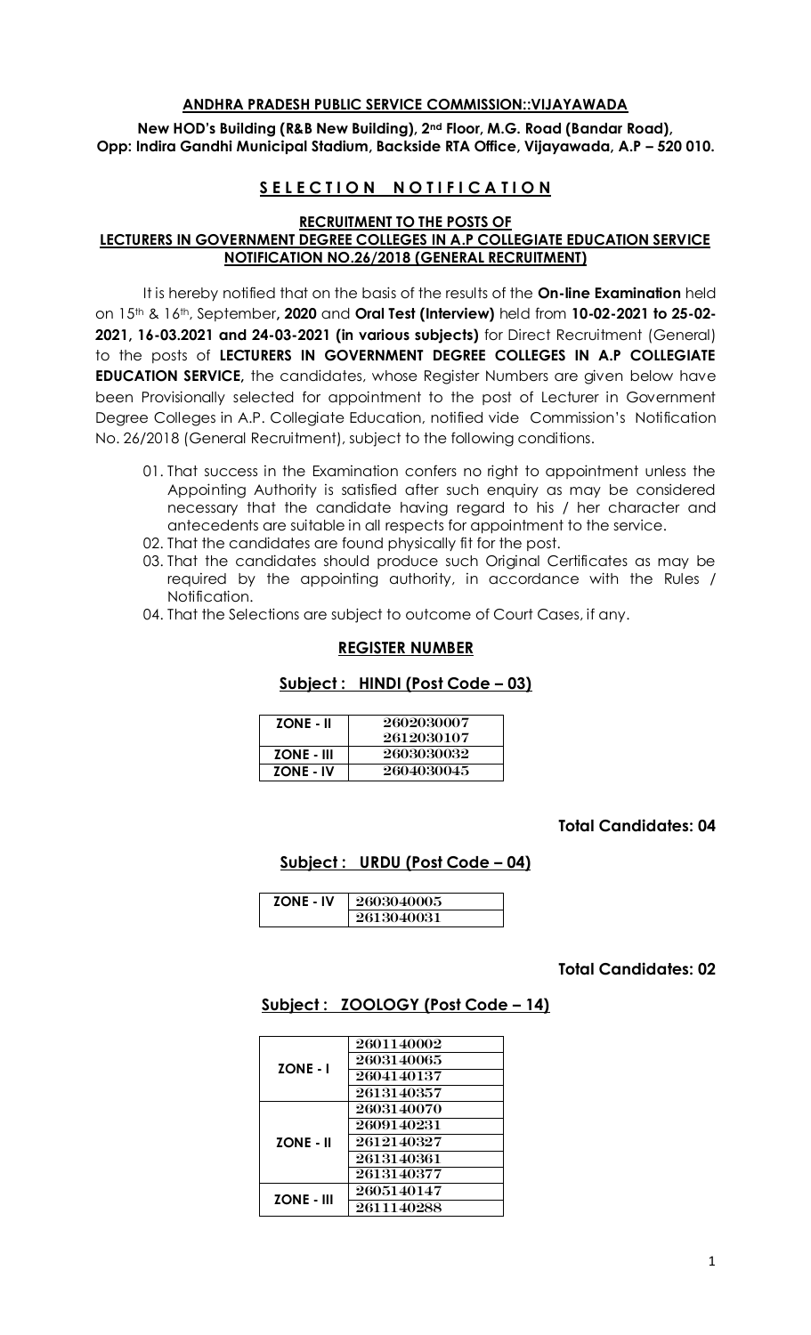**ANDHRA PRADESH PUBLIC SERVICE COMMISSION::VIJAYAWADA**

**New HOD's Building (R&B New Building), 2nd Floor, M.G. Road (Bandar Road), Opp: Indira Gandhi Municipal Stadium, Backside RTA Office, Vijayawada, A.P – 520 010.**

# S E L E C T I O N   N O T I F I C A T I O N

**RECRUITMENT TO THE POSTS OF LECTURERS IN GOVERNMENT DEGREE COLLEGES IN A.P COLLEGIATE EDUCATION SERVICE NOTIFICATION NO.26/2018 (GENERAL RECRUITMENT)**

It is hereby notified that on the basis of the results of the **On-line Examination** held on 15th & 16th, September**, 2020** and **Oral Test (Interview)** held from **10-02-2021 to 25-02-2021, 16-03.2021 and 24-03-2021 (in various subjects)** for Direct Recruitment (General) to the posts of **LECTURERS IN GOVERNMENT DEGREE COLLEGES IN A.P COLLEGIATE EDUCATION SERVICE,** the candidates, whose Register Numbers are given below have been Provisionally selected for appointment to the post of Lecturer in Government Degree Colleges in A.P. Collegiate Education, notified vide Commission's Notification No. 26/2018 (General Recruitment), subject to the following conditions.

01. That success in the Examination confers no right to appointment unless the Appointing Authority is satisfied after such enquiry as may be considered necessary that the candidate having regard to his / her character and antecedents are suitable in all respects for appointment to the service.
02. That the candidates are found physically fit for the post.
03. That the candidates should produce such Original Certificates as may be required by the appointing authority, in accordance with the Rules / Notification.
04. That the Selections are subject to outcome of Court Cases, if any.

## REGISTER NUMBER

### Subject : HINDI (Post Code – 03)

| ZONE | Register Number |
|---|---|
| ZONE - II | 2602030007 |
| | 2612030107 |
| ZONE - III | 2603030032 |
| ZONE - IV | 2604030045 |

**Total Candidates: 04**

### Subject : URDU (Post Code – 04)

| ZONE | Register Number |
|---|---|
| ZONE - IV | 2603040005 |
| | 2613040031 |

**Total Candidates: 02**

### Subject : ZOOLOGY (Post Code – 14)

| ZONE | Register Number |
|---|---|
| ZONE - I | 2601140002 |
| | 2603140065 |
| | 2604140137 |
| | 2613140357 |
| ZONE - II | 2603140070 |
| | 2609140231 |
| | 2612140327 |
| | 2613140361 |
| | 2613140377 |
| ZONE - III | 2605140147 |
| | 2611140288 |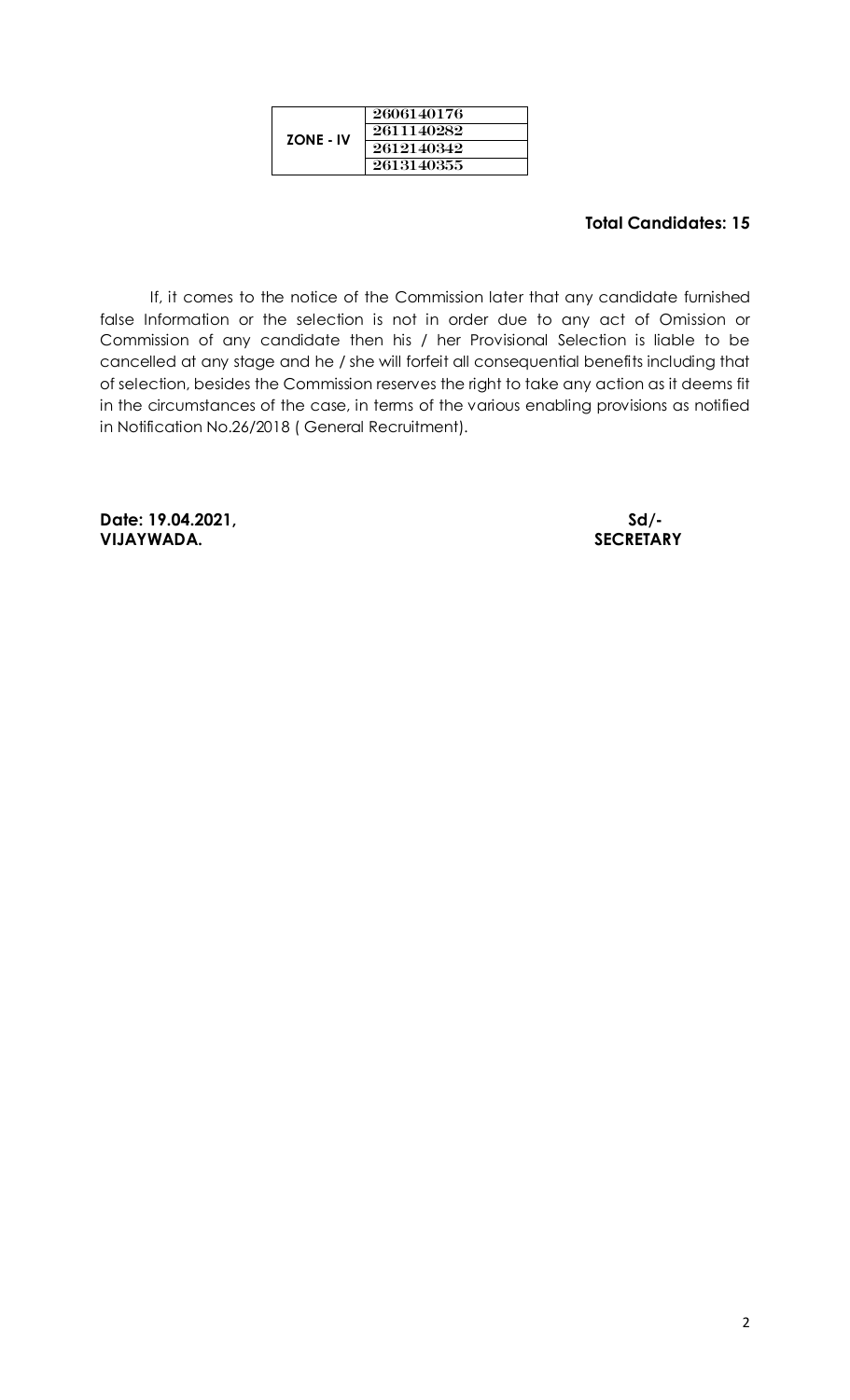| | |
|---|---|
| ZONE - IV | 2606140176 |
| | 2611140282 |
| | 2612140342 |
| | 2613140355 |

**Total Candidates: 15**

If, it comes to the notice of the Commission later that any candidate furnished false Information or the selection is not in order due to any act of Omission or Commission of any candidate then his / her Provisional Selection is liable to be cancelled at any stage and he / she will forfeit all consequential benefits including that of selection, besides the Commission reserves the right to take any action as it deems fit in the circumstances of the case, in terms of the various enabling provisions as notified in Notification No.26/2018 ( General Recruitment).

**Date: 19.04.2021,**
**VIJAYWADA.**

**Sd/-**
**SECRETARY**